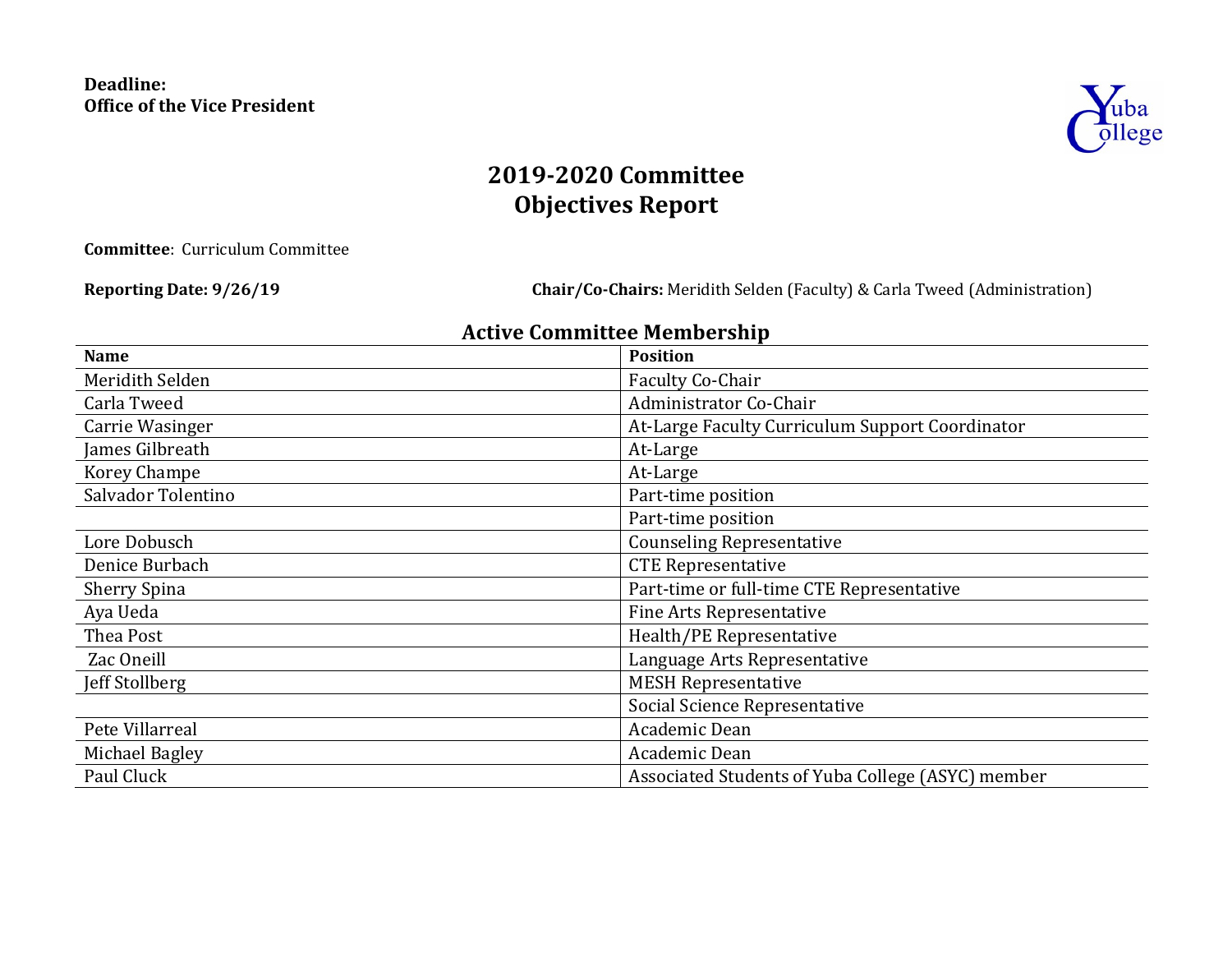**Deadline:**
**Office of the Vice President**

# 2019-2020 Committee Objectives Report

**Committee**: Curriculum Committee

**Reporting Date: 9/26/19** **Chair/Co-Chairs:** Meridith Selden (Faculty) & Carla Tweed (Administration)

## Active Committee Membership

| Name | Position |
|---|---|
| Meridith Selden | Faculty Co-Chair |
| Carla Tweed | Administrator Co-Chair |
| Carrie Wasinger | At-Large Faculty Curriculum Support Coordinator |
| James Gilbreath | At-Large |
| Korey Champe | At-Large |
| Salvador Tolentino | Part-time position |
| | Part-time position |
| Lore Dobusch | Counseling Representative |
| Denice Burbach | CTE Representative |
| Sherry Spina | Part-time or full-time CTE Representative |
| Aya Ueda | Fine Arts Representative |
| Thea Post | Health/PE Representative |
| Zac Oneill | Language Arts Representative |
| Jeff Stollberg | MESH Representative |
| | Social Science Representative |
| Pete Villarreal | Academic Dean |
| Michael Bagley | Academic Dean |
| Paul Cluck | Associated Students of Yuba College (ASYC) member |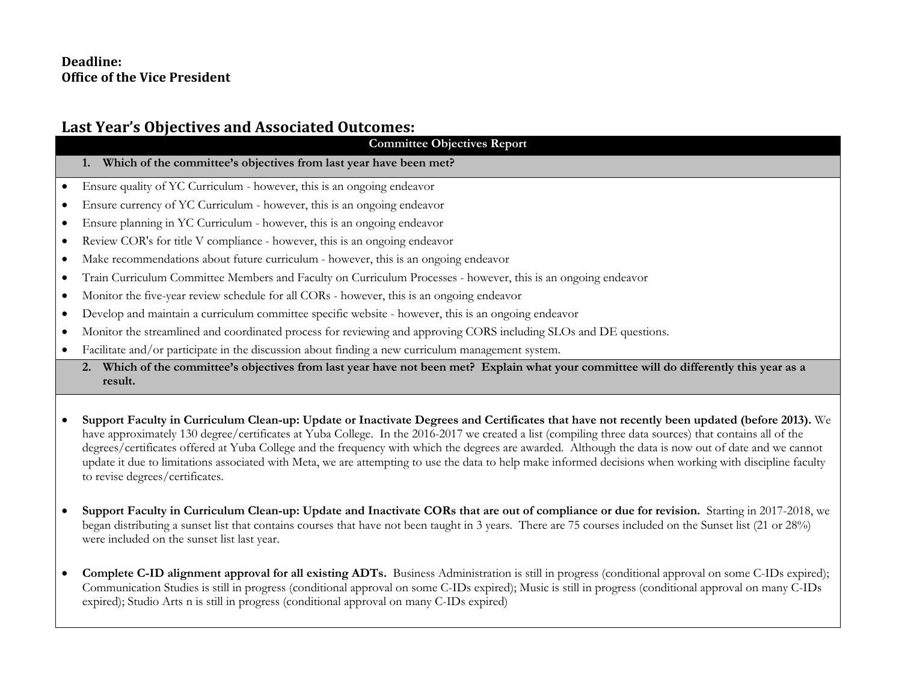**Deadline:**
**Office of the Vice President**

## Last Year's Objectives and Associated Outcomes:

**Committee Objectives Report**

**1. Which of the committee's objectives from last year have been met?**

- Ensure quality of YC Curriculum - however, this is an ongoing endeavor
- Ensure currency of YC Curriculum - however, this is an ongoing endeavor
- Ensure planning in YC Curriculum - however, this is an ongoing endeavor
- Review COR's for title V compliance - however, this is an ongoing endeavor
- Make recommendations about future curriculum - however, this is an ongoing endeavor
- Train Curriculum Committee Members and Faculty on Curriculum Processes - however, this is an ongoing endeavor
- Monitor the five-year review schedule for all CORs - however, this is an ongoing endeavor
- Develop and maintain a curriculum committee specific website - however, this is an ongoing endeavor
- Monitor the streamlined and coordinated process for reviewing and approving CORS including SLOs and DE questions.
- Facilitate and/or participate in the discussion about finding a new curriculum management system.

**2. Which of the committee's objectives from last year have not been met? Explain what your committee will do differently this year as a result.**

- **Support Faculty in Curriculum Clean-up: Update or Inactivate Degrees and Certificates that have not recently been updated (before 2013).** We have approximately 130 degree/certificates at Yuba College. In the 2016-2017 we created a list (compiling three data sources) that contains all of the degrees/certificates offered at Yuba College and the frequency with which the degrees are awarded. Although the data is now out of date and we cannot update it due to limitations associated with Meta, we are attempting to use the data to help make informed decisions when working with discipline faculty to revise degrees/certificates.

- **Support Faculty in Curriculum Clean-up: Update and Inactivate CORs that are out of compliance or due for revision.** Starting in 2017-2018, we began distributing a sunset list that contains courses that have not been taught in 3 years. There are 75 courses included on the Sunset list (21 or 28%) were included on the sunset list last year.

- **Complete C-ID alignment approval for all existing ADTs.** Business Administration is still in progress (conditional approval on some C-IDs expired); Communication Studies is still in progress (conditional approval on some C-IDs expired); Music is still in progress (conditional approval on many C-IDs expired); Studio Arts n is still in progress (conditional approval on many C-IDs expired)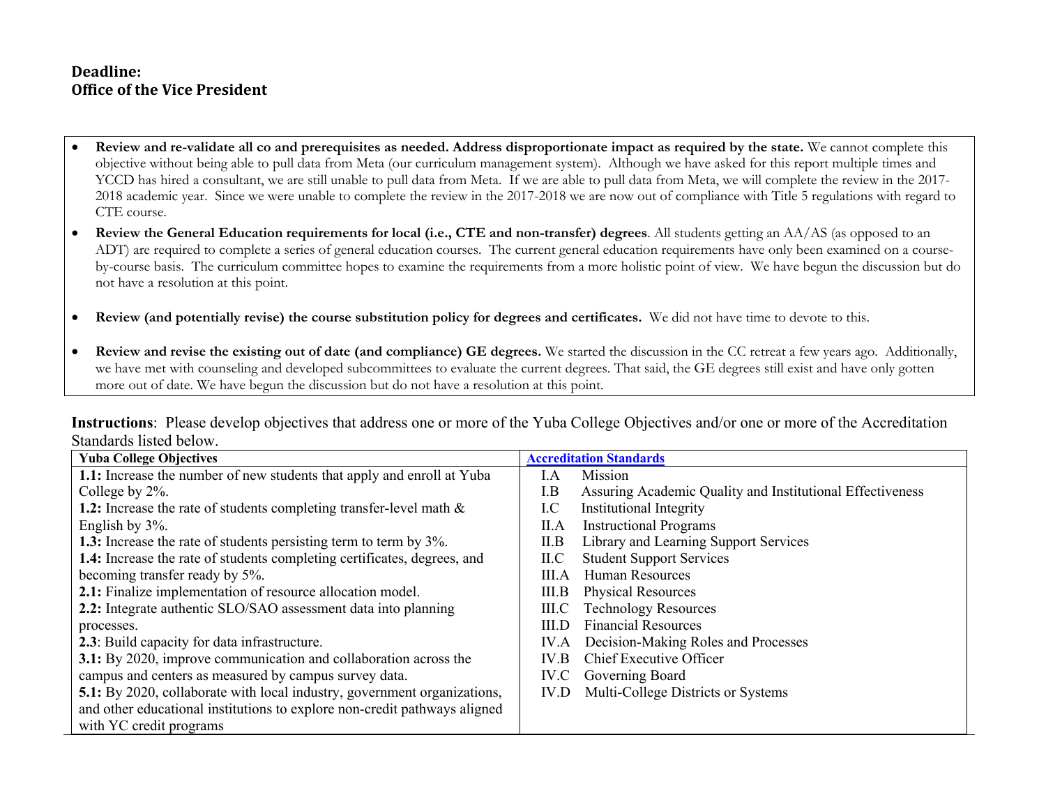**Deadline:**
**Office of the Vice President**

- **Review and re-validate all co and prerequisites as needed. Address disproportionate impact as required by the state.** We cannot complete this objective without being able to pull data from Meta (our curriculum management system). Although we have asked for this report multiple times and YCCD has hired a consultant, we are still unable to pull data from Meta. If we are able to pull data from Meta, we will complete the review in the 2017-2018 academic year. Since we were unable to complete the review in the 2017-2018 we are now out of compliance with Title 5 regulations with regard to CTE course.
- **Review the General Education requirements for local (i.e., CTE and non-transfer) degrees**. All students getting an AA/AS (as opposed to an ADT) are required to complete a series of general education courses. The current general education requirements have only been examined on a course-by-course basis. The curriculum committee hopes to examine the requirements from a more holistic point of view. We have begun the discussion but do not have a resolution at this point.
- **Review (and potentially revise) the course substitution policy for degrees and certificates.** We did not have time to devote to this.
- **Review and revise the existing out of date (and compliance) GE degrees.** We started the discussion in the CC retreat a few years ago. Additionally, we have met with counseling and developed subcommittees to evaluate the current degrees. That said, the GE degrees still exist and have only gotten more out of date. We have begun the discussion but do not have a resolution at this point.

**Instructions**: Please develop objectives that address one or more of the Yuba College Objectives and/or one or more of the Accreditation Standards listed below.

| Yuba College Objectives | Accreditation Standards |
|---|---|
| **1.1:** Increase the number of new students that apply and enroll at Yuba College by 2%.<br>**1.2:** Increase the rate of students completing transfer-level math & English by 3%.<br>**1.3:** Increase the rate of students persisting term to term by 3%.<br>**1.4:** Increase the rate of students completing certificates, degrees, and becoming transfer ready by 5%.<br>**2.1:** Finalize implementation of resource allocation model.<br>**2.2:** Integrate authentic SLO/SAO assessment data into planning processes.<br>**2.3**: Build capacity for data infrastructure.<br>**3.1:** By 2020, improve communication and collaboration across the campus and centers as measured by campus survey data.<br>**5.1:** By 2020, collaborate with local industry, government organizations, and other educational institutions to explore non-credit pathways aligned with YC credit programs | I.A Mission<br>I.B Assuring Academic Quality and Institutional Effectiveness<br>I.C Institutional Integrity<br>II.A Instructional Programs<br>II.B Library and Learning Support Services<br>II.C Student Support Services<br>III.A Human Resources<br>III.B Physical Resources<br>III.C Technology Resources<br>III.D Financial Resources<br>IV.A Decision-Making Roles and Processes<br>IV.B Chief Executive Officer<br>IV.C Governing Board<br>IV.D Multi-College Districts or Systems |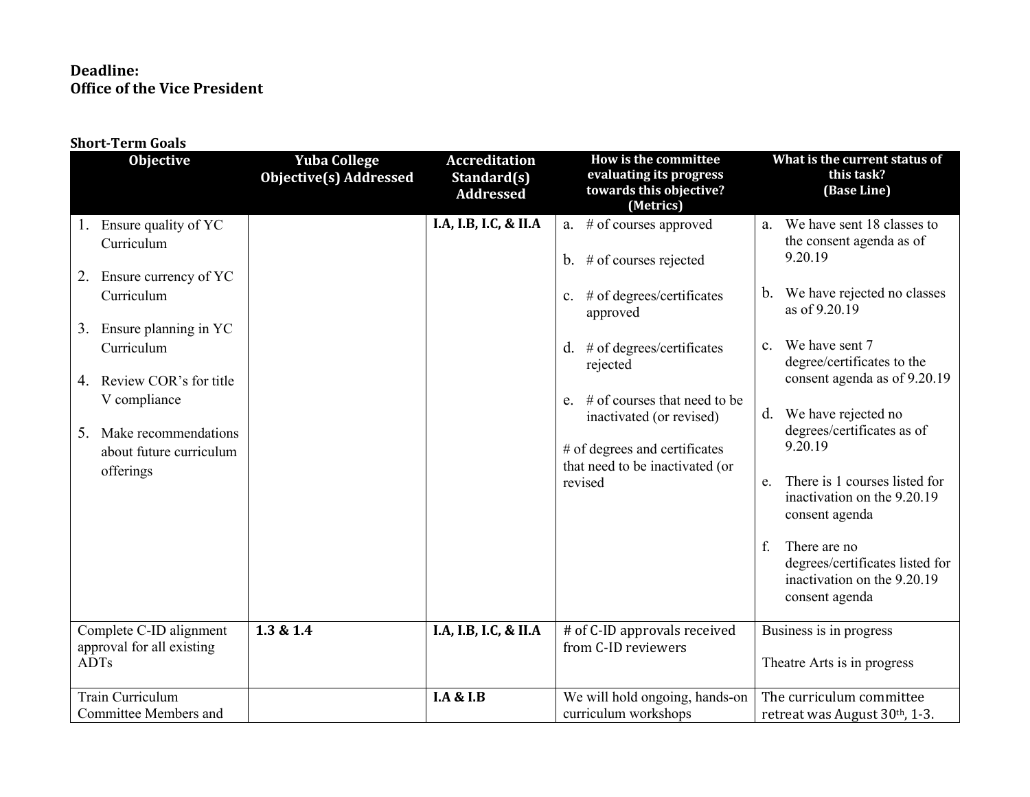**Deadline:**
**Office of the Vice President**

**Short-Term Goals**

| Objective | Yuba College Objective(s) Addressed | Accreditation Standard(s) Addressed | How is the committee evaluating its progress towards this objective? (Metrics) | What is the current status of this task? (Base Line) |
|---|---|---|---|---|
| 1. Ensure quality of YC Curriculum<br>2. Ensure currency of YC Curriculum<br>3. Ensure planning in YC Curriculum<br>4. Review COR's for title V compliance<br>5. Make recommendations about future curriculum offerings | | **I.A, I.B, I.C, & II.A** | a. # of courses approved<br>b. # of courses rejected<br>c. # of degrees/certificates approved<br>d. # of degrees/certificates rejected<br>e. # of courses that need to be inactivated (or revised)<br># of degrees and certificates that need to be inactivated (or revised | a. We have sent 18 classes to the consent agenda as of 9.20.19<br>b. We have rejected no classes as of 9.20.19<br>c. We have sent 7 degree/certificates to the consent agenda as of 9.20.19<br>d. We have rejected no degrees/certificates as of 9.20.19<br>e. There is 1 courses listed for inactivation on the 9.20.19 consent agenda<br>f. There are no degrees/certificates listed for inactivation on the 9.20.19 consent agenda |
| Complete C-ID alignment approval for all existing ADTs | **1.3 & 1.4** | **I.A, I.B, I.C, & II.A** | # of C-ID approvals received from C-ID reviewers | Business is in progress<br><br>Theatre Arts is in progress |
| Train Curriculum Committee Members and | | **I.A & I.B** | We will hold ongoing, hands-on curriculum workshops | The curriculum committee retreat was August 30th, 1-3. |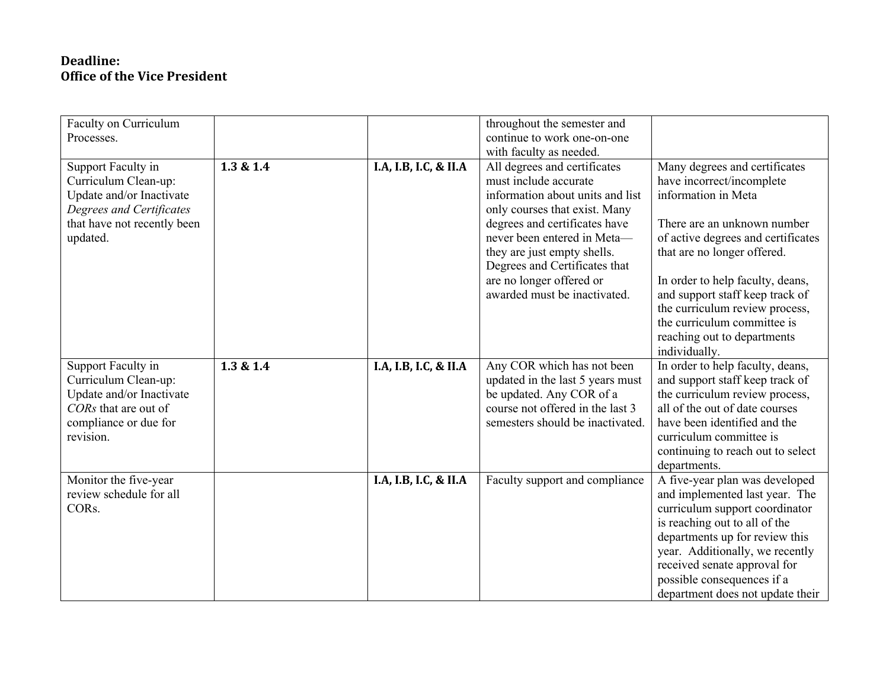**Deadline:**
**Office of the Vice President**

| | | | | |
|---|---|---|---|---|
| Faculty on Curriculum Processes. | | | throughout the semester and continue to work one-on-one with faculty as needed. | |
| Support Faculty in Curriculum Clean-up: Update and/or Inactivate *Degrees and Certificates* that have not recently been updated. | **1.3 & 1.4** | **I.A, I.B, I.C, & II.A** | All degrees and certificates must include accurate information about units and list only courses that exist. Many degrees and certificates have never been entered in Meta—they are just empty shells. Degrees and Certificates that are no longer offered or awarded must be inactivated. | Many degrees and certificates have incorrect/incomplete information in Meta<br><br>There are an unknown number of active degrees and certificates that are no longer offered.<br><br>In order to help faculty, deans, and support staff keep track of the curriculum review process, the curriculum committee is reaching out to departments individually. |
| Support Faculty in Curriculum Clean-up: Update and/or Inactivate *CORs* that are out of compliance or due for revision. | **1.3 & 1.4** | **I.A, I.B, I.C, & II.A** | Any COR which has not been updated in the last 5 years must be updated. Any COR of a course not offered in the last 3 semesters should be inactivated. | In order to help faculty, deans, and support staff keep track of the curriculum review process, all of the out of date courses have been identified and the curriculum committee is continuing to reach out to select departments. |
| Monitor the five-year review schedule for all CORs. | | **I.A, I.B, I.C, & II.A** | Faculty support and compliance | A five-year plan was developed and implemented last year. The curriculum support coordinator is reaching out to all of the departments up for review this year. Additionally, we recently received senate approval for possible consequences if a department does not update their |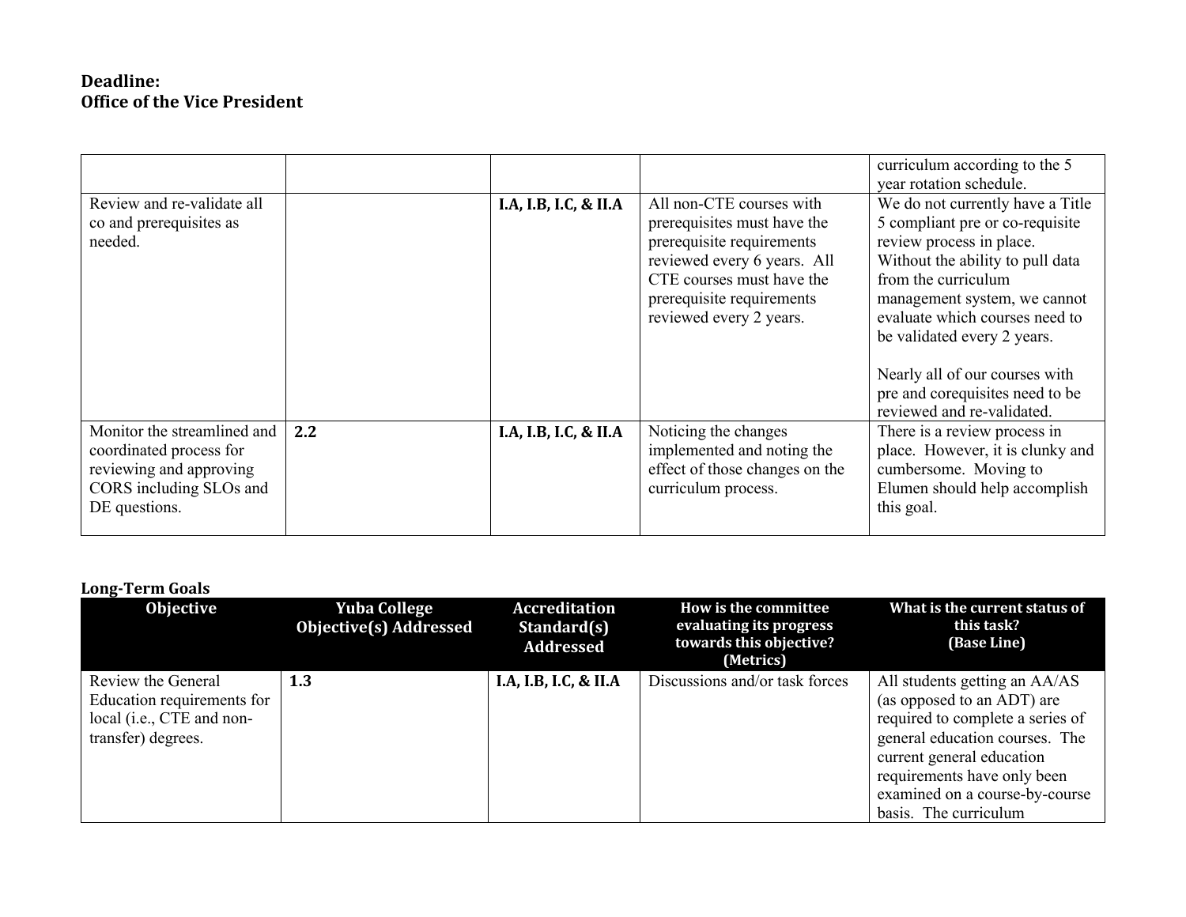**Deadline:**
**Office of the Vice President**

| | | | | |
|---|---|---|---|---|
| | | | | curriculum according to the 5 year rotation schedule. |
| Review and re-validate all co and prerequisites as needed. | | **I.A, I.B, I.C, & II.A** | All non-CTE courses with prerequisites must have the prerequisite requirements reviewed every 6 years. All CTE courses must have the prerequisite requirements reviewed every 2 years. | We do not currently have a Title 5 compliant pre or co-requisite review process in place. Without the ability to pull data from the curriculum management system, we cannot evaluate which courses need to be validated every 2 years.<br><br>Nearly all of our courses with pre and corequisites need to be reviewed and re-validated. |
| Monitor the streamlined and coordinated process for reviewing and approving CORS including SLOs and DE questions. | **2.2** | **I.A, I.B, I.C, & II.A** | Noticing the changes implemented and noting the effect of those changes on the curriculum process. | There is a review process in place. However, it is clunky and cumbersome. Moving to Elumen should help accomplish this goal. |

**Long-Term Goals**

| Objective | Yuba College Objective(s) Addressed | Accreditation Standard(s) Addressed | How is the committee evaluating its progress towards this objective? (Metrics) | What is the current status of this task? (Base Line) |
|---|---|---|---|---|
| Review the General Education requirements for local (i.e., CTE and non-transfer) degrees. | **1.3** | **I.A, I.B, I.C, & II.A** | Discussions and/or task forces | All students getting an AA/AS (as opposed to an ADT) are required to complete a series of general education courses. The current general education requirements have only been examined on a course-by-course basis. The curriculum |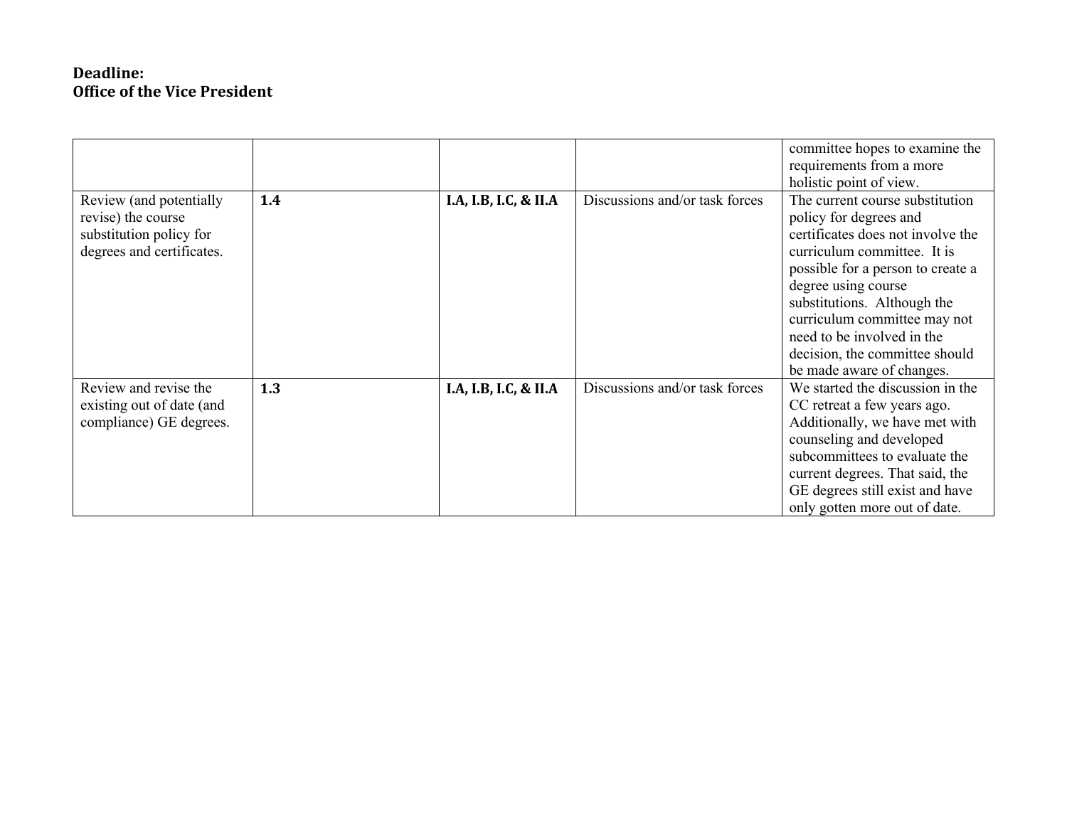**Deadline:**
**Office of the Vice President**

| | | | | |
|---|---|---|---|---|
| | | | | committee hopes to examine the requirements from a more holistic point of view. |
| Review (and potentially revise) the course substitution policy for degrees and certificates. | **1.4** | **I.A, I.B, I.C, & II.A** | Discussions and/or task forces | The current course substitution policy for degrees and certificates does not involve the curriculum committee. It is possible for a person to create a degree using course substitutions. Although the curriculum committee may not need to be involved in the decision, the committee should be made aware of changes. |
| Review and revise the existing out of date (and compliance) GE degrees. | **1.3** | **I.A, I.B, I.C, & II.A** | Discussions and/or task forces | We started the discussion in the CC retreat a few years ago. Additionally, we have met with counseling and developed subcommittees to evaluate the current degrees. That said, the GE degrees still exist and have only gotten more out of date. |